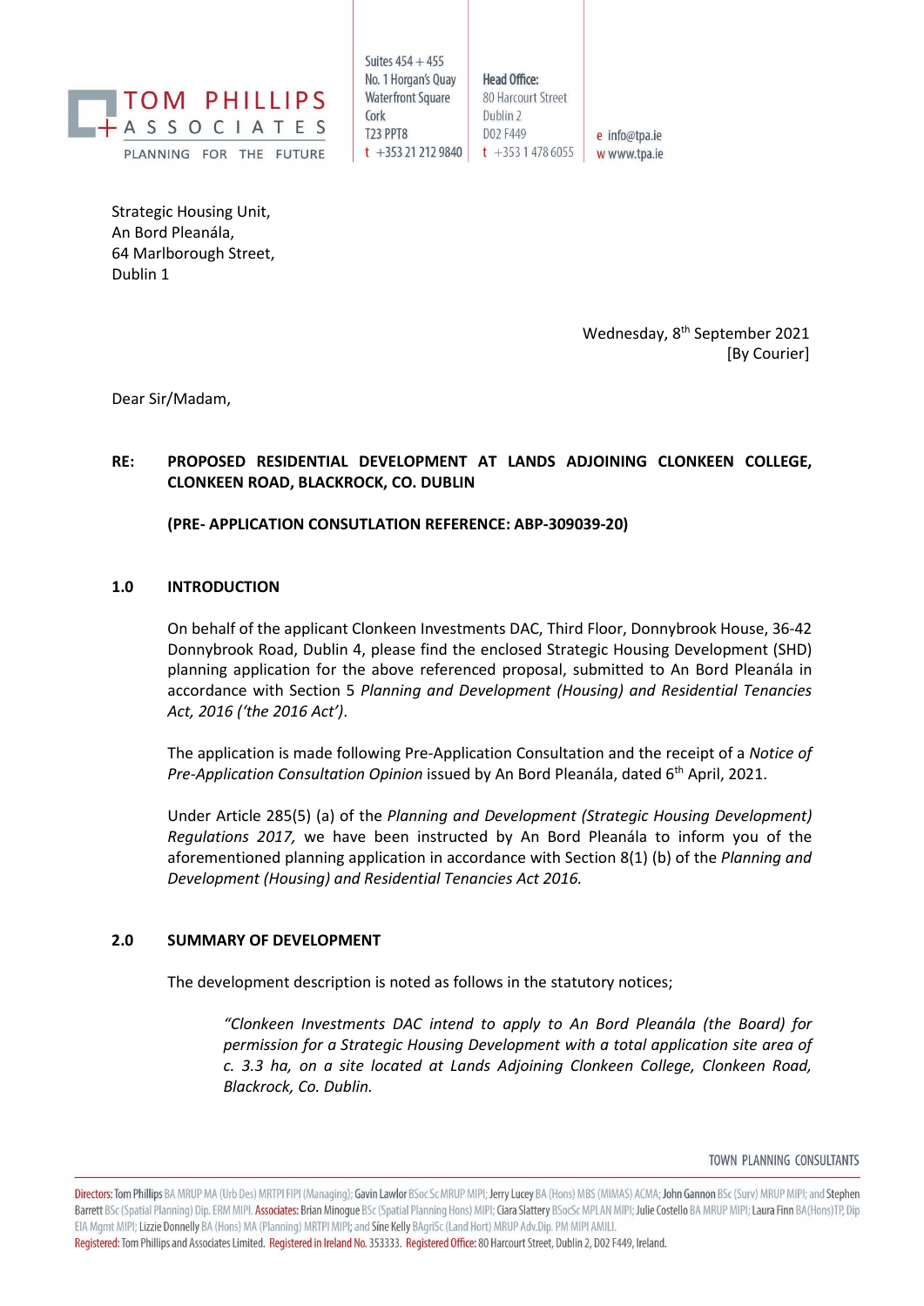TOM PHILLIPS + ASSOCIATES
PLANNING FOR THE FUTURE

Suites 454 + 455
No. 1 Horgan's Quay
Waterfront Square
Cork
T23 PPT8
t +353 21 212 9840

**Head Office:**
80 Harcourt Street
Dublin 2
D02 F449
t +353 1 478 6055

e info@tpa.ie
w www.tpa.ie

Strategic Housing Unit,
An Bord Pleanála,
64 Marlborough Street,
Dublin 1

Wednesday, 8th September 2021
[By Courier]

Dear Sir/Madam,

**RE: PROPOSED RESIDENTIAL DEVELOPMENT AT LANDS ADJOINING CLONKEEN COLLEGE, CLONKEEN ROAD, BLACKROCK, CO. DUBLIN**

**(PRE- APPLICATION CONSUTLATION REFERENCE: ABP-309039-20)**

## 1.0 INTRODUCTION

On behalf of the applicant Clonkeen Investments DAC, Third Floor, Donnybrook House, 36-42 Donnybrook Road, Dublin 4, please find the enclosed Strategic Housing Development (SHD) planning application for the above referenced proposal, submitted to An Bord Pleanála in accordance with Section 5 *Planning and Development (Housing) and Residential Tenancies Act, 2016 ('the 2016 Act')*.

The application is made following Pre-Application Consultation and the receipt of a *Notice of Pre-Application Consultation Opinion* issued by An Bord Pleanála, dated 6th April, 2021.

Under Article 285(5) (a) of the *Planning and Development (Strategic Housing Development) Regulations 2017,* we have been instructed by An Bord Pleanála to inform you of the aforementioned planning application in accordance with Section 8(1) (b) of the *Planning and Development (Housing) and Residential Tenancies Act 2016.*

## 2.0 SUMMARY OF DEVELOPMENT

The development description is noted as follows in the statutory notices;

> *"Clonkeen Investments DAC intend to apply to An Bord Pleanála (the Board) for permission for a Strategic Housing Development with a total application site area of c. 3.3 ha, on a site located at Lands Adjoining Clonkeen College, Clonkeen Road, Blackrock, Co. Dublin.*

TOWN PLANNING CONSULTANTS

Directors: Tom Phillips BA MRUP MA (Urb Des) MRTPI FIPI (Managing); Gavin Lawlor BSoc Sc MRUP MIPI; Jerry Lucey BA (Hons) MBS (MIMAS) ACMA; John Gannon BSc (Surv) MRUP MIPI; and Stephen Barrett BSc (Spatial Planning) Dip. ERM MIPI. Associates: Brian Minogue BSc (Spatial Planning Hons) MIPI; Ciara Slattery BSocSc MPLAN MIPI; Julie Costello BA MRUP MIPI; Laura Finn BA(Hons)TP, Dip EIA Mgmt MIPI; Lizzie Donnelly BA (Hons) MA (Planning) MRTPI MIPI; and Sine Kelly BAgriSc (Land Hort) MRUP Adv.Dip. PM MIPI AMILI.
Registered: Tom Phillips and Associates Limited. Registered in Ireland No. 353333. Registered Office: 80 Harcourt Street, Dublin 2, D02 F449, Ireland.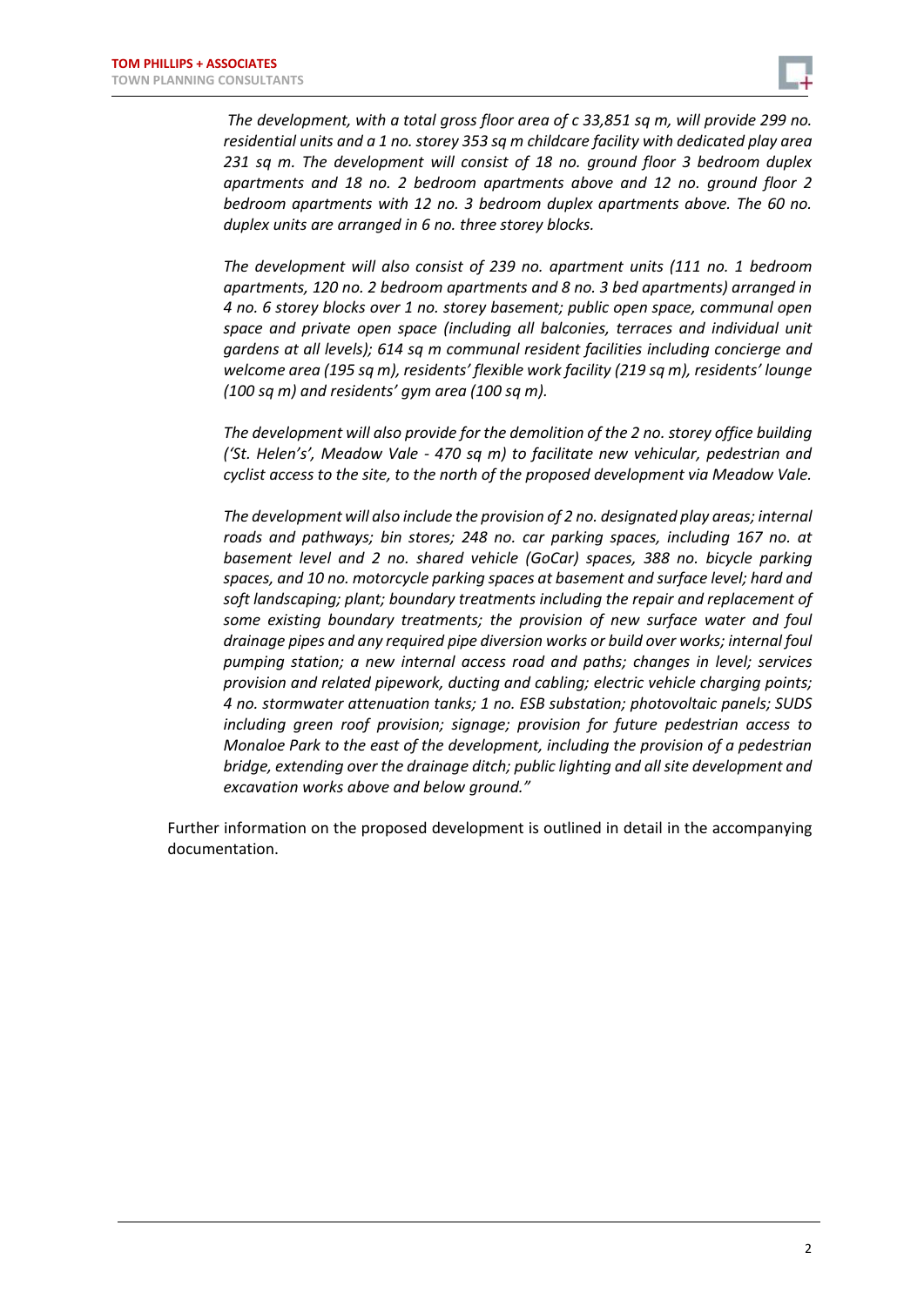*The development, with a total gross floor area of c 33,851 sq m, will provide 299 no. residential units and a 1 no. storey 353 sq m childcare facility with dedicated play area 231 sq m. The development will consist of 18 no. ground floor 3 bedroom duplex apartments and 18 no. 2 bedroom apartments above and 12 no. ground floor 2 bedroom apartments with 12 no. 3 bedroom duplex apartments above. The 60 no. duplex units are arranged in 6 no. three storey blocks.*

*The development will also consist of 239 no. apartment units (111 no. 1 bedroom apartments, 120 no. 2 bedroom apartments and 8 no. 3 bed apartments) arranged in 4 no. 6 storey blocks over 1 no. storey basement; public open space, communal open space and private open space (including all balconies, terraces and individual unit gardens at all levels); 614 sq m communal resident facilities including concierge and welcome area (195 sq m), residents' flexible work facility (219 sq m), residents' lounge (100 sq m) and residents' gym area (100 sq m).*

*The development will also provide for the demolition of the 2 no. storey office building ('St. Helen's', Meadow Vale - 470 sq m) to facilitate new vehicular, pedestrian and cyclist access to the site, to the north of the proposed development via Meadow Vale.*

*The development will also include the provision of 2 no. designated play areas; internal roads and pathways; bin stores; 248 no. car parking spaces, including 167 no. at basement level and 2 no. shared vehicle (GoCar) spaces, 388 no. bicycle parking spaces, and 10 no. motorcycle parking spaces at basement and surface level; hard and soft landscaping; plant; boundary treatments including the repair and replacement of some existing boundary treatments; the provision of new surface water and foul drainage pipes and any required pipe diversion works or build over works; internal foul pumping station; a new internal access road and paths; changes in level; services provision and related pipework, ducting and cabling; electric vehicle charging points; 4 no. stormwater attenuation tanks; 1 no. ESB substation; photovoltaic panels; SUDS including green roof provision; signage; provision for future pedestrian access to Monaloe Park to the east of the development, including the provision of a pedestrian bridge, extending over the drainage ditch; public lighting and all site development and excavation works above and below ground."*

Further information on the proposed development is outlined in detail in the accompanying documentation.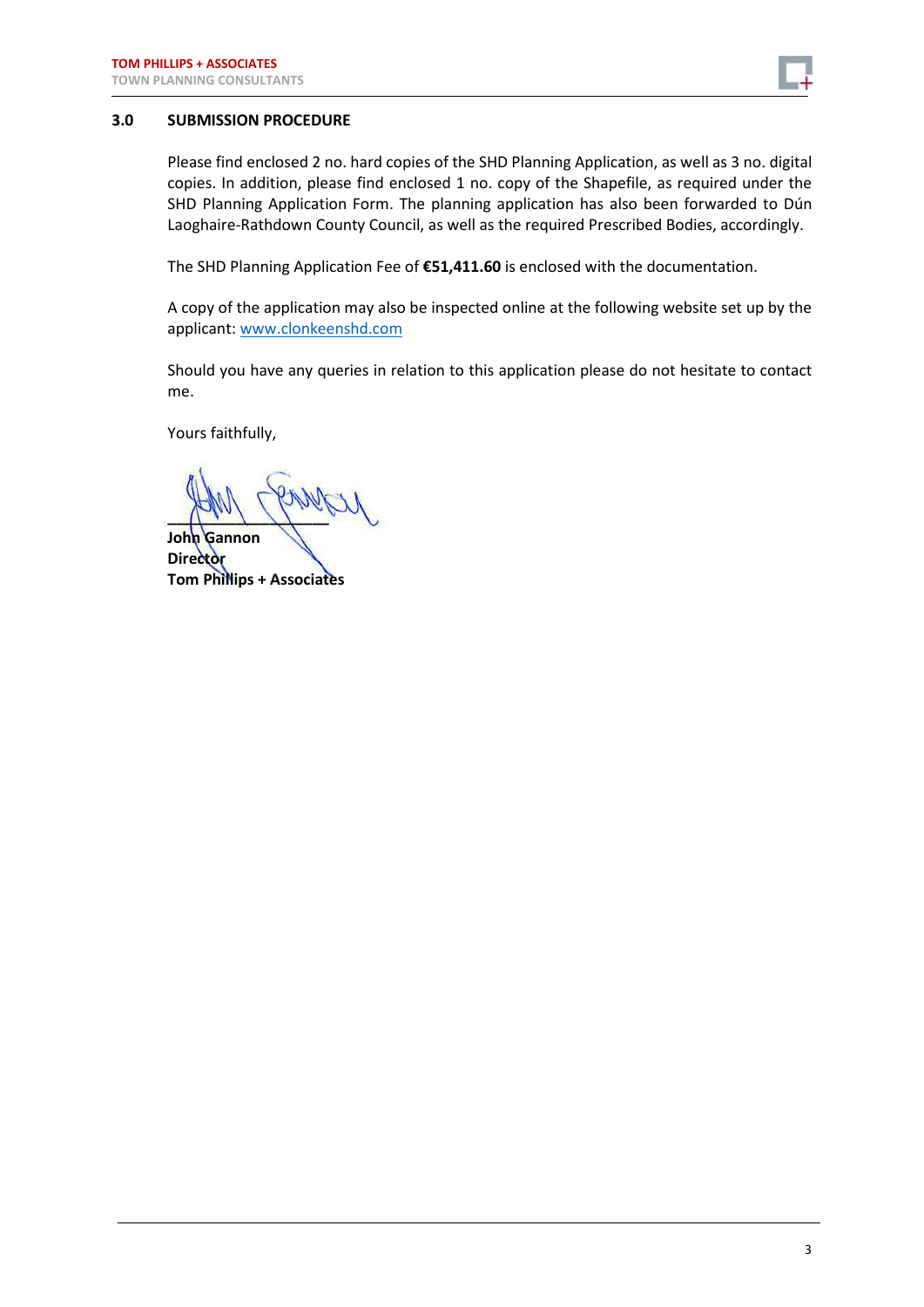## 3.0 SUBMISSION PROCEDURE

Please find enclosed 2 no. hard copies of the SHD Planning Application, as well as 3 no. digital copies. In addition, please find enclosed 1 no. copy of the Shapefile, as required under the SHD Planning Application Form. The planning application has also been forwarded to Dún Laoghaire-Rathdown County Council, as well as the required Prescribed Bodies, accordingly.

The SHD Planning Application Fee of **€51,411.60** is enclosed with the documentation.

A copy of the application may also be inspected online at the following website set up by the applicant: [www.clonkeenshd.com](http://www.clonkeenshd.com)

Should you have any queries in relation to this application please do not hesitate to contact me.

Yours faithfully,

**John Gannon**
**Director**
**Tom Phillips + Associates**